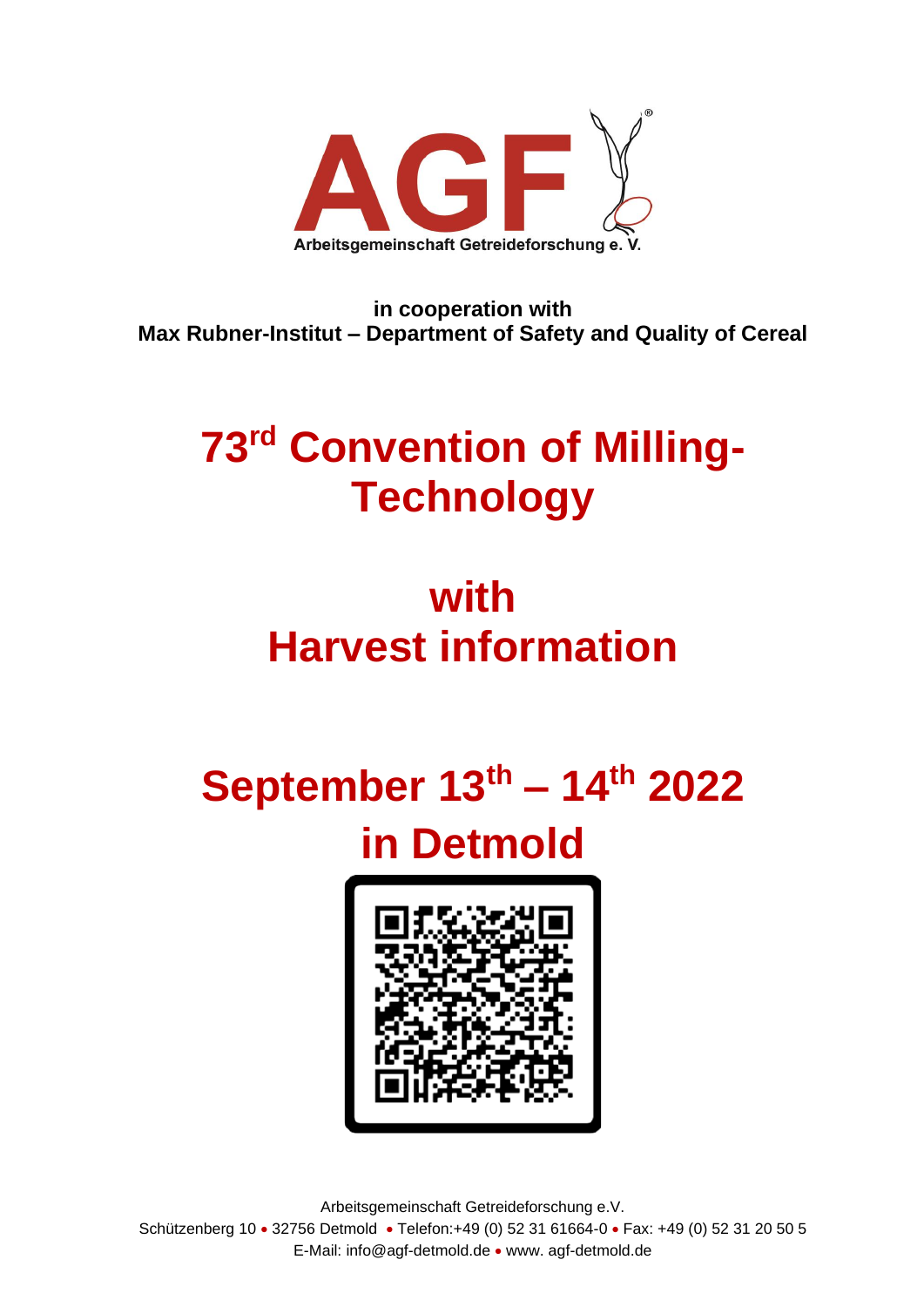AGF

Arbeitsgemeinschaft Getreideforschung e. V.

**in cooperation with**
**Max Rubner-Institut – Department of Safety and Quality of Cereal**

# 73rd Convention of Milling-Technology

# with
# Harvest information

# September 13th – 14th 2022
# in Detmold

Arbeitsgemeinschaft Getreideforschung e.V.
Schützenberg 10 • 32756 Detmold • Telefon:+49 (0) 52 31 61664-0 • Fax: +49 (0) 52 31 20 50 5
E-Mail: info@agf-detmold.de • www. agf-detmold.de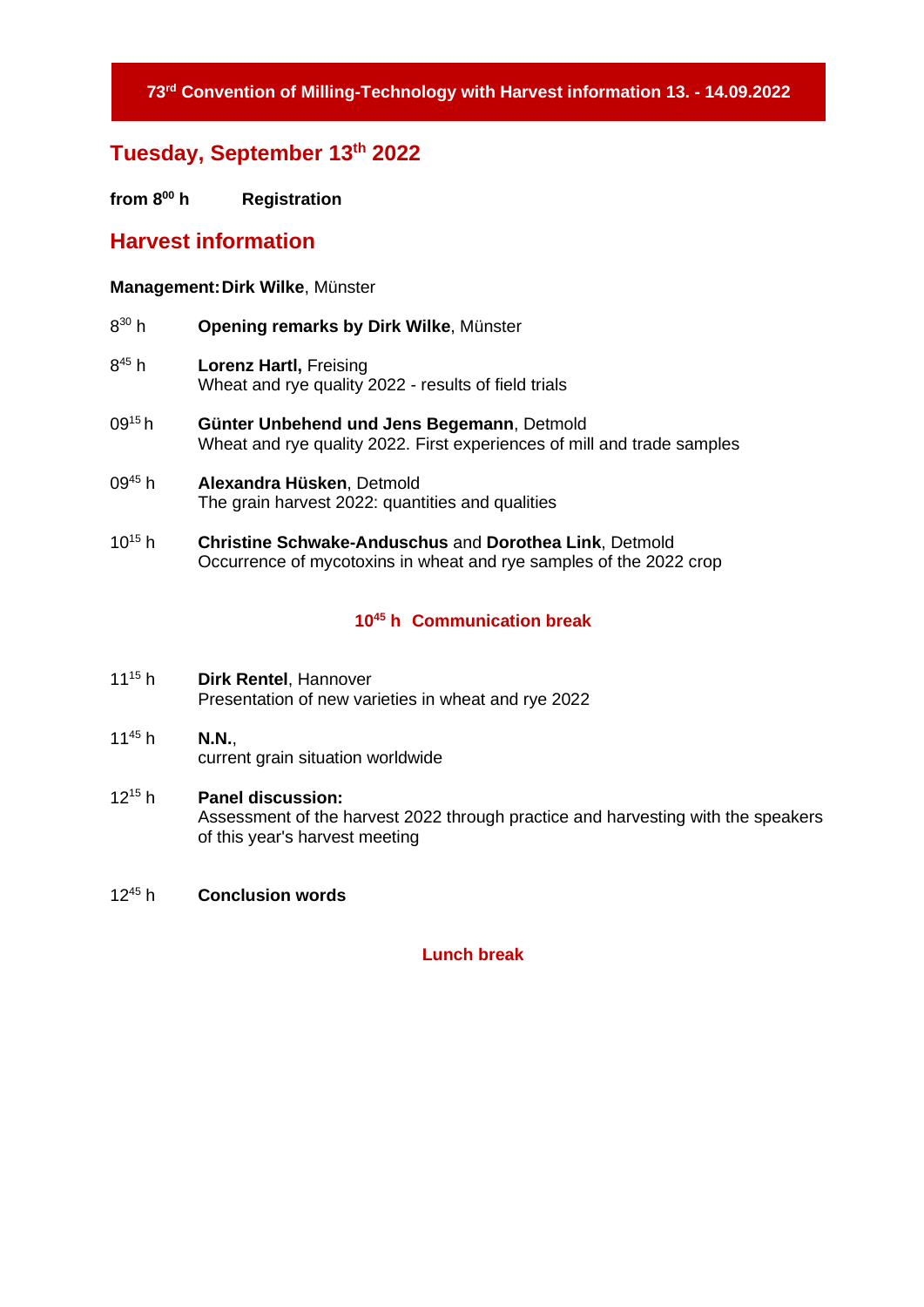**73rd Convention of Milling-Technology with Harvest information 13. - 14.09.2022**

## Tuesday, September 13th 2022

**from 8⁰⁰ h** **Registration**

## Harvest information

**Management: Dirk Wilke**, Münster

8:30 h **Opening remarks by Dirk Wilke**, Münster

8:45 h **Lorenz Hartl,** Freising
Wheat and rye quality 2022 - results of field trials

09:15 h **Günter Unbehend und Jens Begemann**, Detmold
Wheat and rye quality 2022. First experiences of mill and trade samples

09:45 h **Alexandra Hüsken**, Detmold
The grain harvest 2022: quantities and qualities

10:15 h **Christine Schwake-Anduschus** and **Dorothea Link**, Detmold
Occurrence of mycotoxins in wheat and rye samples of the 2022 crop

**10:45 h Communication break**

11:15 h **Dirk Rentel**, Hannover
Presentation of new varieties in wheat and rye 2022

11:45 h **N.N.**,
current grain situation worldwide

12:15 h **Panel discussion:**
Assessment of the harvest 2022 through practice and harvesting with the speakers of this year's harvest meeting

12:45 h **Conclusion words**

**Lunch break**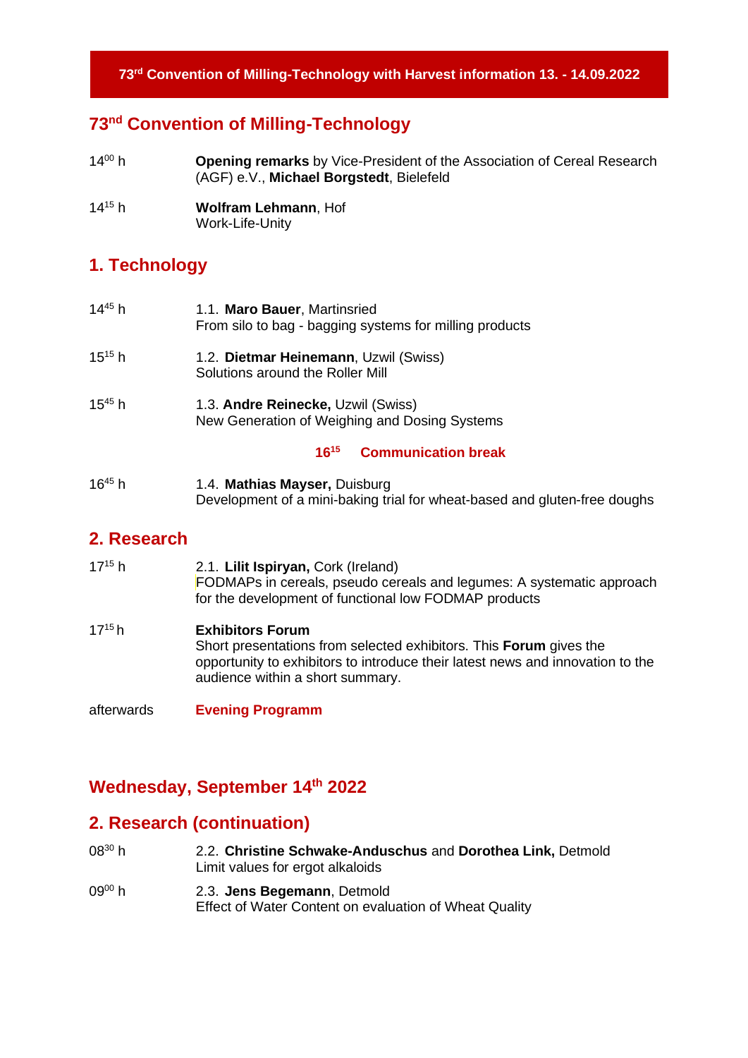## 73[nd] Convention of Milling-Technology

14[00] h **Opening remarks** by Vice-President of the Association of Cereal Research (AGF) e.V., **Michael Borgstedt**, Bielefeld

14[15] h **Wolfram Lehmann**, Hof
Work-Life-Unity

## 1. Technology

14[45] h 1.1. **Maro Bauer**, Martinsried
From silo to bag - bagging systems for milling products

15[15] h 1.2. **Dietmar Heinemann**, Uzwil (Swiss)
Solutions around the Roller Mill

15[45] h 1.3. **Andre Reinecke,** Uzwil (Swiss)
New Generation of Weighing and Dosing Systems

**16[15] Communication break**

16[45] h 1.4. **Mathias Mayser,** Duisburg
Development of a mini-baking trial for wheat-based and gluten-free doughs

## 2. Research

17[15] h 2.1. **Lilit Ispiryan,** Cork (Ireland)
FODMAPs in cereals, pseudo cereals and legumes: A systematic approach for the development of functional low FODMAP products

17[15] h **Exhibitors Forum**
Short presentations from selected exhibitors. This **Forum** gives the opportunity to exhibitors to introduce their latest news and innovation to the audience within a short summary.

afterwards **Evening Programm**

## Wednesday, September 14[th] 2022

## 2. Research (continuation)

08[30] h 2.2. **Christine Schwake-Anduschus** and **Dorothea Link,** Detmold
Limit values for ergot alkaloids

09[00] h 2.3. **Jens Begemann**, Detmold
Effect of Water Content on evaluation of Wheat Quality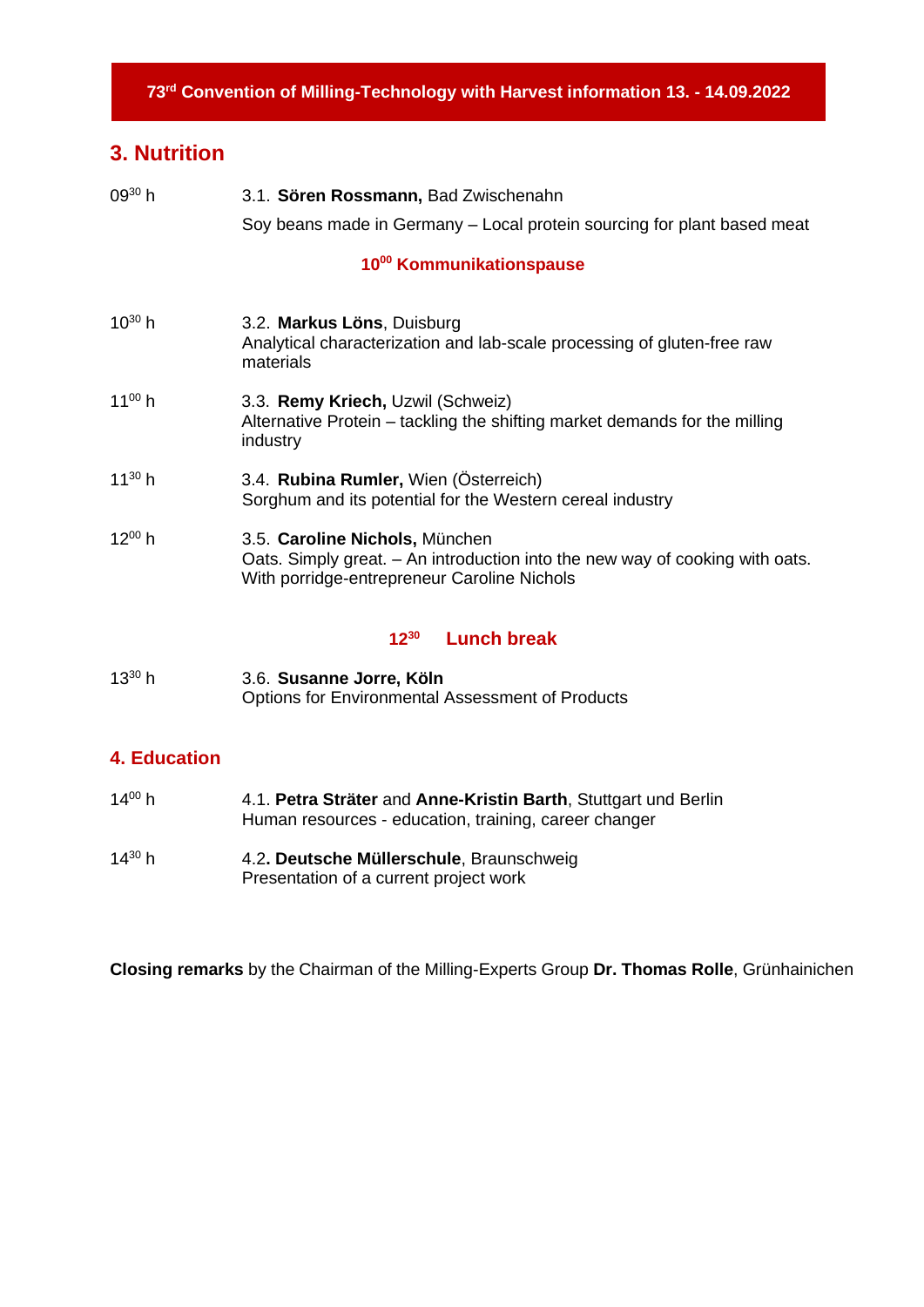**73rd Convention of Milling-Technology with Harvest information 13. - 14.09.2022**

## 3. Nutrition

| | |
|---|---|
| 09$^{30}$ h | 3.1. **Sören Rossmann,** Bad Zwischenahn<br>Soy beans made in Germany – Local protein sourcing for plant based meat |

**10$^{00}$ Kommunikationspause**

| | |
|---|---|
| 10$^{30}$ h | 3.2. **Markus Löns**, Duisburg<br>Analytical characterization and lab-scale processing of gluten-free raw materials |
| 11$^{00}$ h | 3.3. **Remy Kriech,** Uzwil (Schweiz)<br>Alternative Protein – tackling the shifting market demands for the milling industry |
| 11$^{30}$ h | 3.4. **Rubina Rumler,** Wien (Österreich)<br>Sorghum and its potential for the Western cereal industry |
| 12$^{00}$ h | 3.5. **Caroline Nichols,** München<br>Oats. Simply great. – An introduction into the new way of cooking with oats. With porridge-entrepreneur Caroline Nichols |

**12$^{30}$ Lunch break**

| | |
|---|---|
| 13$^{30}$ h | 3.6. **Susanne Jorre, Köln**<br>Options for Environmental Assessment of Products |

## 4. Education

| | |
|---|---|
| 14$^{00}$ h | 4.1. **Petra Sträter** and **Anne-Kristin Barth**, Stuttgart und Berlin<br>Human resources - education, training, career changer |
| 14$^{30}$ h | 4.2**. Deutsche Müllerschule**, Braunschweig<br>Presentation of a current project work |

**Closing remarks** by the Chairman of the Milling-Experts Group **Dr. Thomas Rolle**, Grünhainichen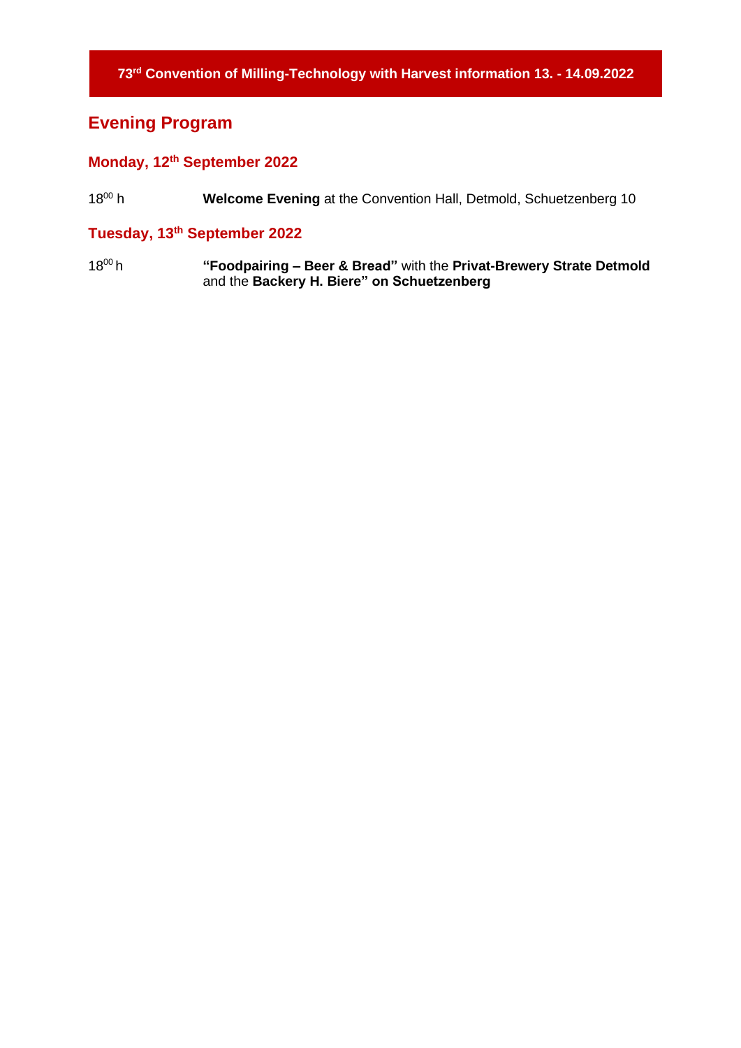**73rd Convention of Milling-Technology with Harvest information 13. - 14.09.2022**

# Evening Program

## Monday, 12th September 2022

$18^{00}$ h **Welcome Evening** at the Convention Hall, Detmold, Schuetzenberg 10

## Tuesday, 13th September 2022

$18^{00}$ h **"Foodpairing – Beer & Bread"** with the **Privat-Brewery Strate Detmold** and the **Backery H. Biere" on Schuetzenberg**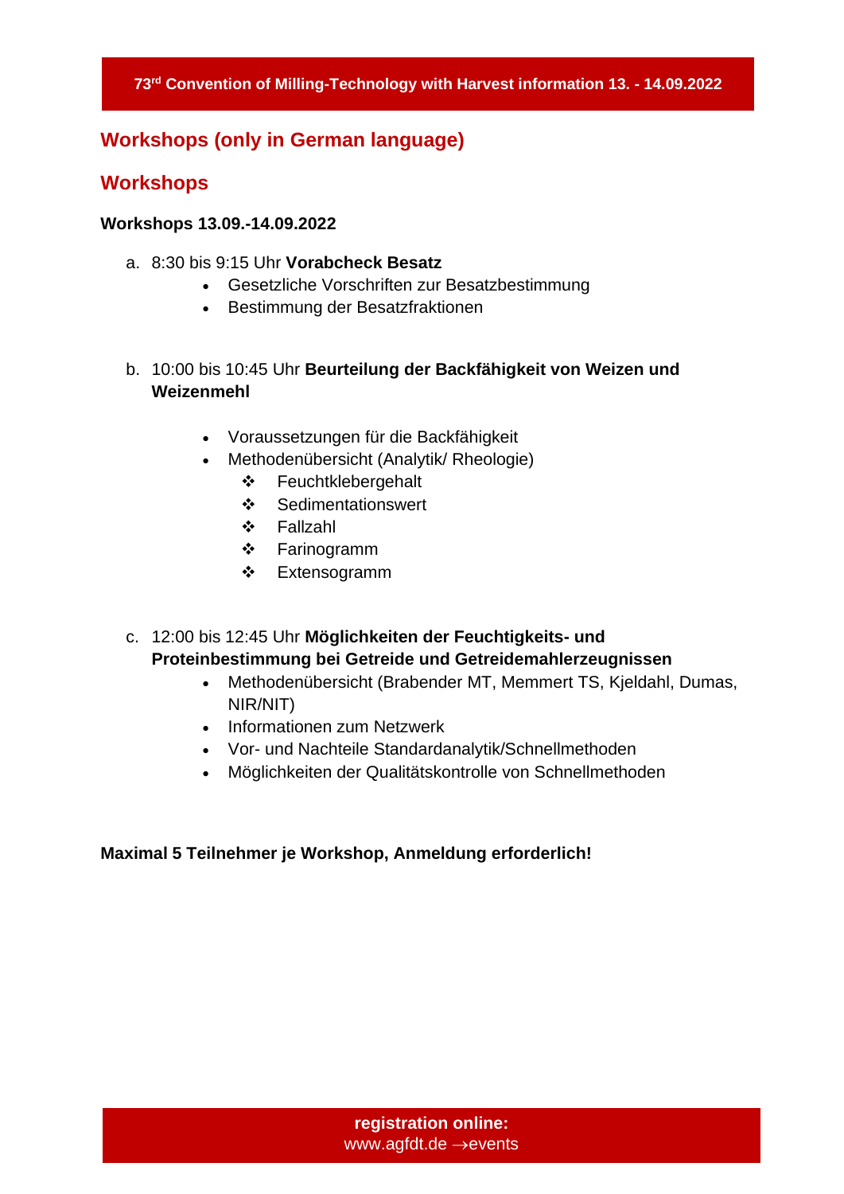## Workshops (only in German language)

## Workshops

**Workshops 13.09.-14.09.2022**

a. 8:30 bis 9:15 Uhr **Vorabcheck Besatz**
   - Gesetzliche Vorschriften zur Besatzbestimmung
   - Bestimmung der Besatzfraktionen

b. 10:00 bis 10:45 Uhr **Beurteilung der Backfähigkeit von Weizen und Weizenmehl**
   - Voraussetzungen für die Backfähigkeit
   - Methodenübersicht (Analytik/ Rheologie)
     - Feuchtklebergehalt
     - Sedimentationswert
     - Fallzahl
     - Farinogramm
     - Extensogramm

c. 12:00 bis 12:45 Uhr **Möglichkeiten der Feuchtigkeits- und Proteinbestimmung bei Getreide und Getreidemahlerzeugnissen**
   - Methodenübersicht (Brabender MT, Memmert TS, Kjeldahl, Dumas, NIR/NIT)
   - Informationen zum Netzwerk
   - Vor- und Nachteile Standardanalytik/Schnellmethoden
   - Möglichkeiten der Qualitätskontrolle von Schnellmethoden

**Maximal 5 Teilnehmer je Workshop, Anmeldung erforderlich!**

**registration online:**
www.agfdt.de →events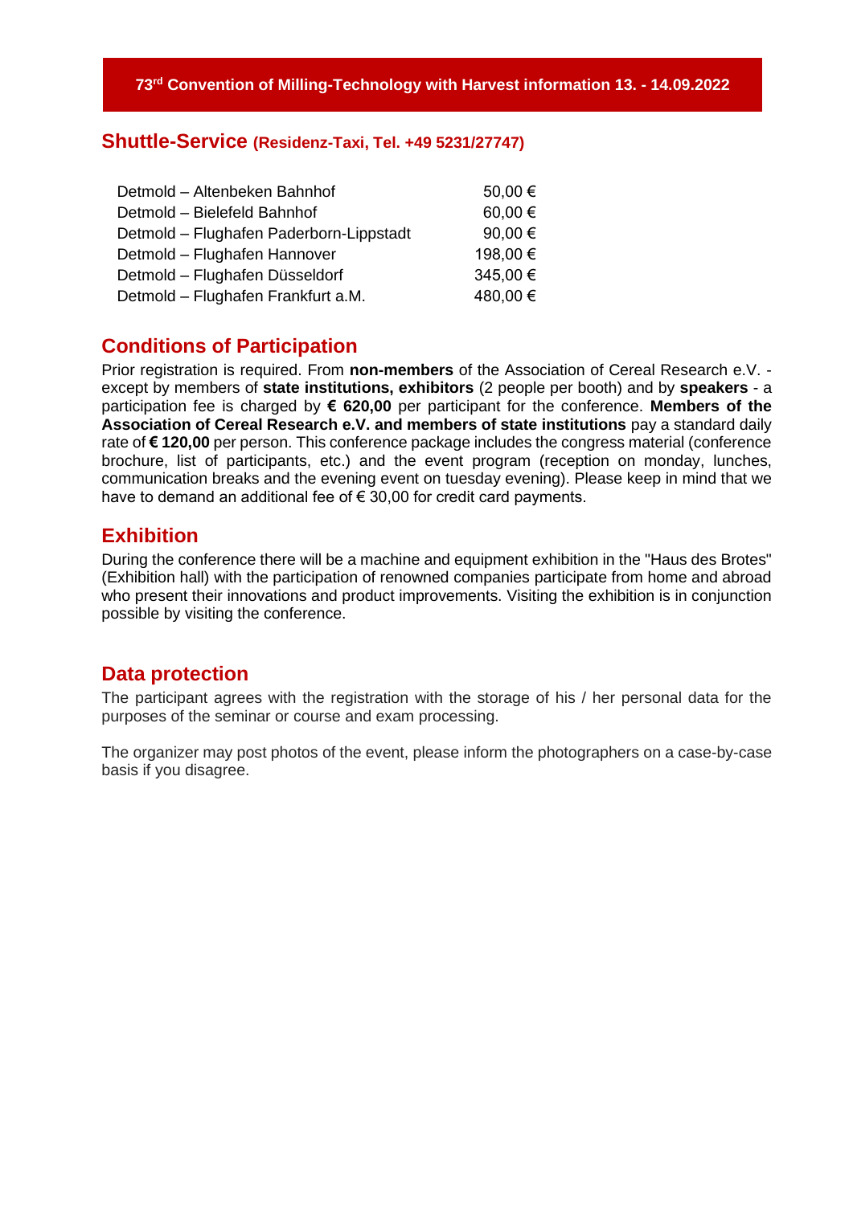**73rd Convention of Milling-Technology with Harvest information 13. - 14.09.2022**

## Shuttle-Service (Residenz-Taxi, Tel. +49 5231/27747)

| | |
|---|---|
| Detmold – Altenbeken Bahnhof | 50,00 € |
| Detmold – Bielefeld Bahnhof | 60,00 € |
| Detmold – Flughafen Paderborn-Lippstadt | 90,00 € |
| Detmold – Flughafen Hannover | 198,00 € |
| Detmold – Flughafen Düsseldorf | 345,00 € |
| Detmold – Flughafen Frankfurt a.M. | 480,00 € |

## Conditions of Participation

Prior registration is required. From **non-members** of the Association of Cereal Research e.V. - except by members of **state institutions, exhibitors** (2 people per booth) and by **speakers** - a participation fee is charged by **€ 620,00** per participant for the conference. **Members of the Association of Cereal Research e.V. and members of state institutions** pay a standard daily rate of **€ 120,00** per person. This conference package includes the congress material (conference brochure, list of participants, etc.) and the event program (reception on monday, lunches, communication breaks and the evening event on tuesday evening). Please keep in mind that we have to demand an additional fee of € 30,00 for credit card payments.

## Exhibition

During the conference there will be a machine and equipment exhibition in the "Haus des Brotes" (Exhibition hall) with the participation of renowned companies participate from home and abroad who present their innovations and product improvements. Visiting the exhibition is in conjunction possible by visiting the conference.

## Data protection

The participant agrees with the registration with the storage of his / her personal data for the purposes of the seminar or course and exam processing.

The organizer may post photos of the event, please inform the photographers on a case-by-case basis if you disagree.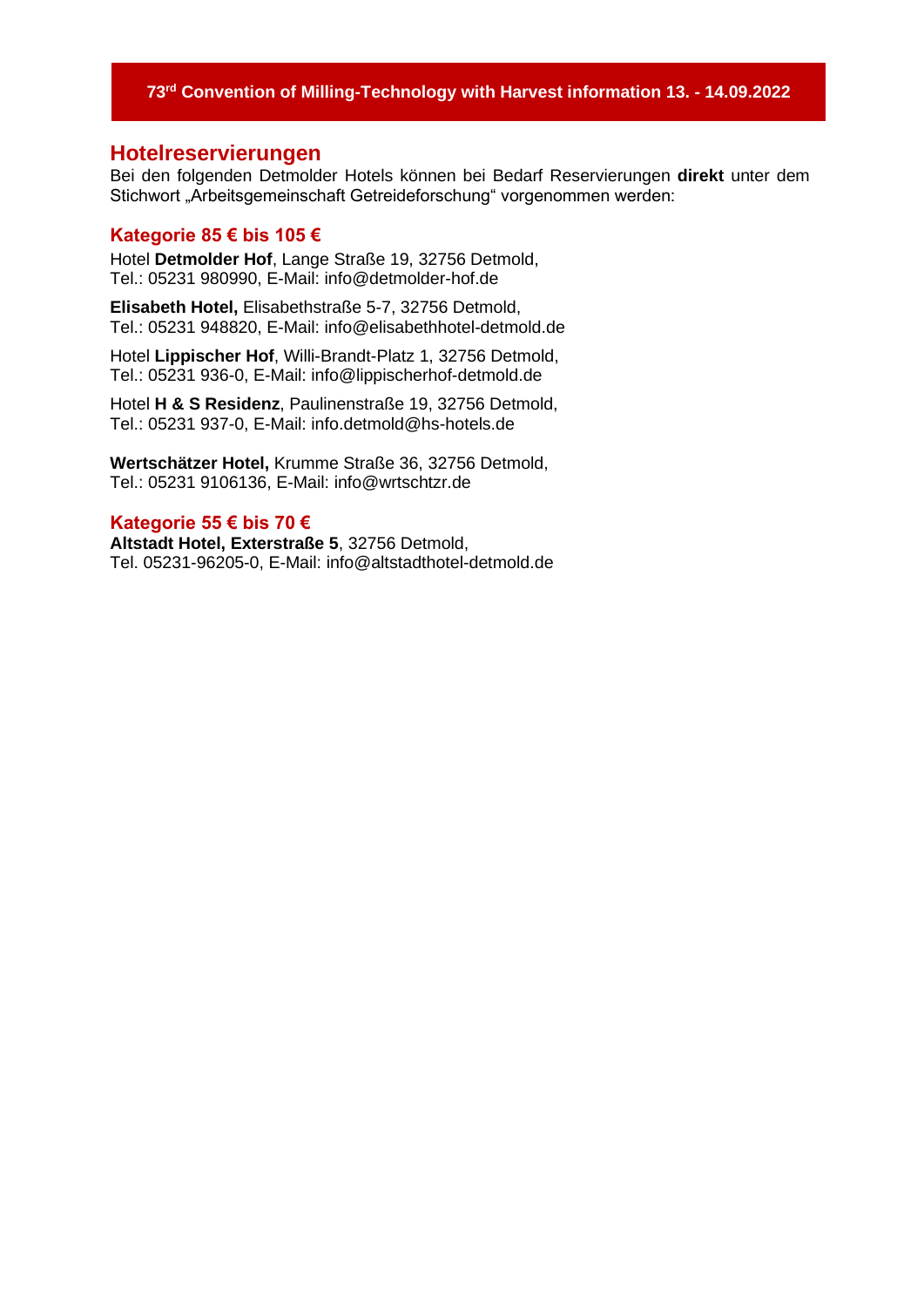# Hotelreservierungen

Bei den folgenden Detmolder Hotels können bei Bedarf Reservierungen **direkt** unter dem Stichwort „Arbeitsgemeinschaft Getreideforschung" vorgenommen werden:

## Kategorie 85 € bis 105 €

Hotel **Detmolder Hof**, Lange Straße 19, 32756 Detmold,
Tel.: 05231 980990, E-Mail: info@detmolder-hof.de

**Elisabeth Hotel,** Elisabethstraße 5-7, 32756 Detmold,
Tel.: 05231 948820, E-Mail: info@elisabethhotel-detmold.de

Hotel **Lippischer Hof**, Willi-Brandt-Platz 1, 32756 Detmold,
Tel.: 05231 936-0, E-Mail: info@lippischerhof-detmold.de

Hotel **H & S Residenz**, Paulinenstraße 19, 32756 Detmold,
Tel.: 05231 937-0, E-Mail: info.detmold@hs-hotels.de

**Wertschätzer Hotel,** Krumme Straße 36, 32756 Detmold,
Tel.: 05231 9106136, E-Mail: info@wrtschtzr.de

## Kategorie 55 € bis 70 €

**Altstadt Hotel, Exterstraße 5**, 32756 Detmold,
Tel. 05231-96205-0, E-Mail: info@altstadthotel-detmold.de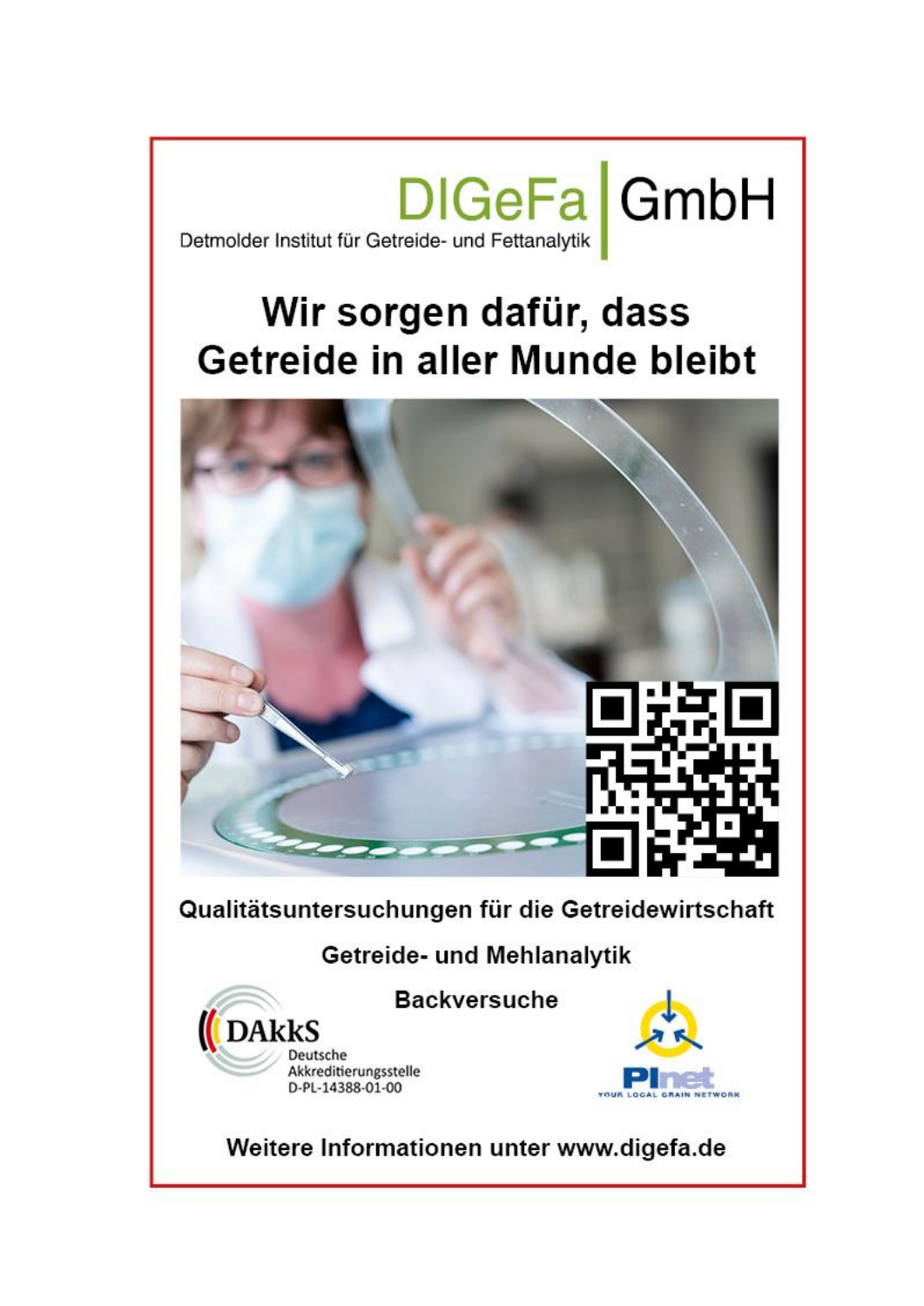DIGeFa GmbH

Detmolder Institut für Getreide- und Fettanalytik

# Wir sorgen dafür, dass Getreide in aller Munde bleibt

**Qualitätsuntersuchungen für die Getreidewirtschaft**

**Getreide- und Mehlanalytik**

**Backversuche**

DAkkS
Deutsche Akkreditierungsstelle
D-PL-14388-01-00

PInet
YOUR LOCAL GRAIN NETWORK

Weitere Informationen unter www.digefa.de